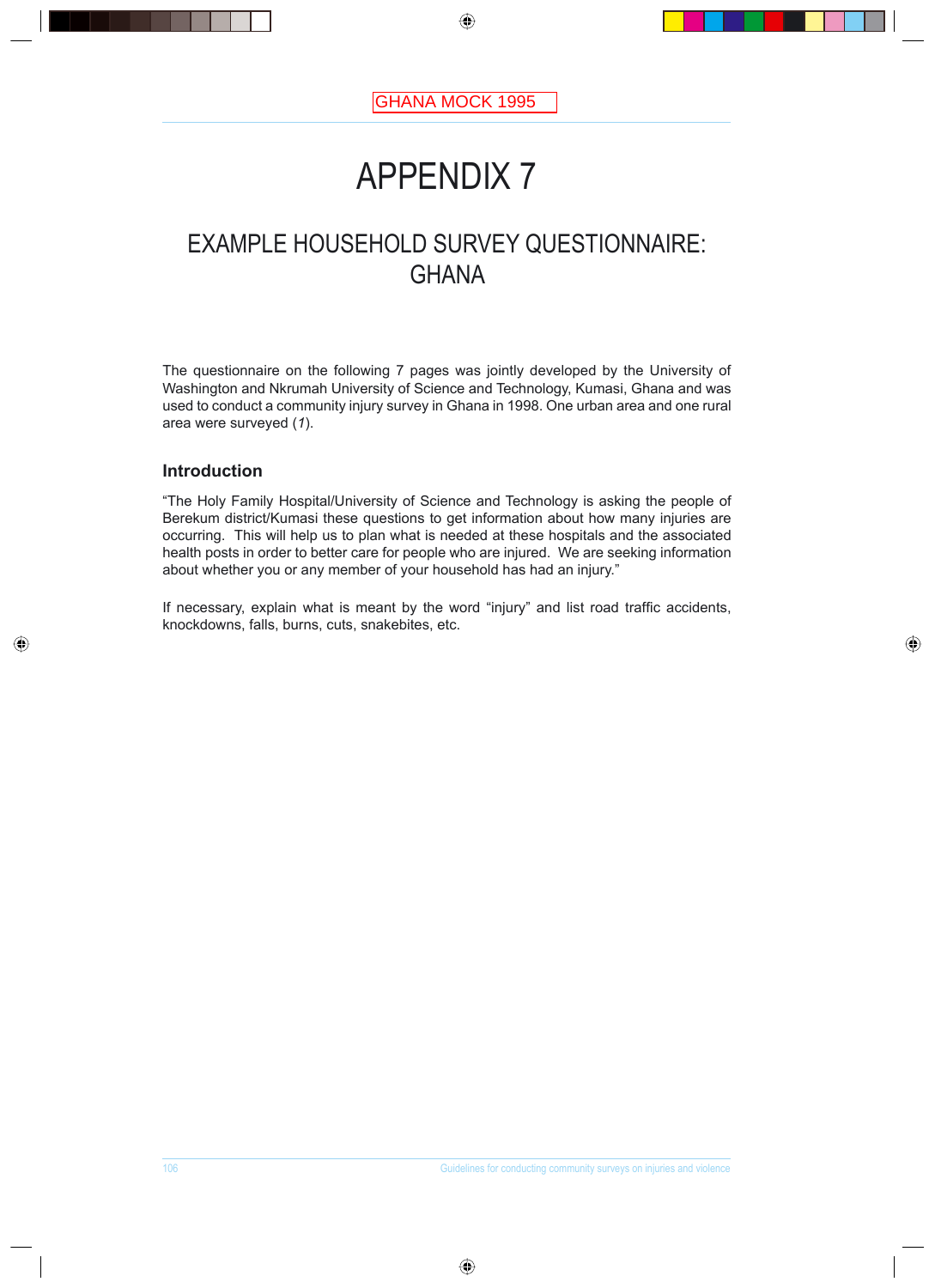GHANA MOCK 1995

# APPENDIX 7

## EXAMPLE HOUSEHOLD SURVEY QUESTIONNAIRE: GHANA

The questionnaire on the following 7 pages was jointly developed by the University of Washington and Nkrumah University of Science and Technology, Kumasi, Ghana and was used to conduct a community injury survey in Ghana in 1998. One urban area and one rural area were surveyed (*1*).

### Introduction

"The Holy Family Hospital/University of Science and Technology is asking the people of Berekum district/Kumasi these questions to get information about how many injuries are occurring. This will help us to plan what is needed at these hospitals and the associated health posts in order to better care for people who are injured. We are seeking information about whether you or any member of your household has had an injury."

If necessary, explain what is meant by the word "injury" and list road traffic accidents, knockdowns, falls, burns, cuts, snakebites, etc.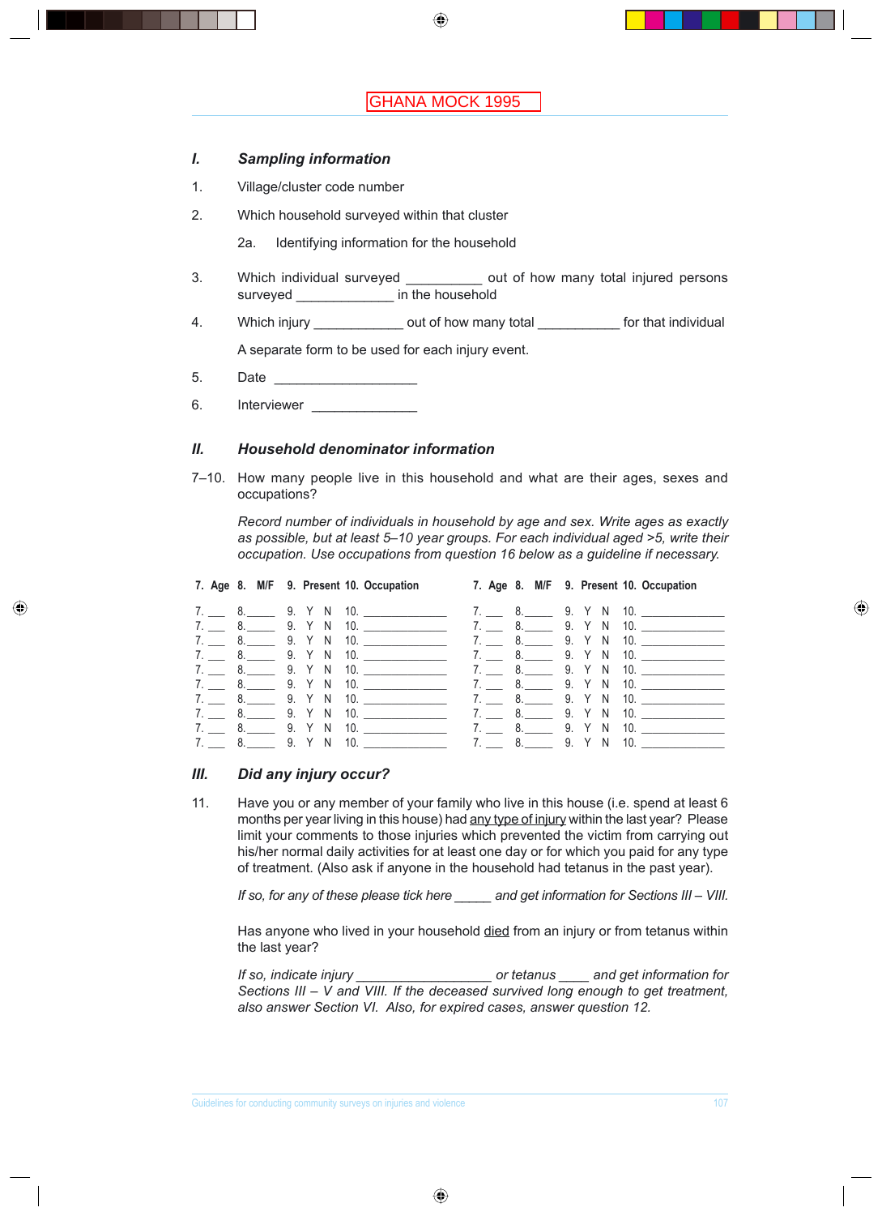GHANA MOCK 1995

## I. Sampling information

1. Village/cluster code number

2. Which household surveyed within that cluster

   2a. Identifying information for the household

3. Which individual surveyed __________ out of how many total injured persons surveyed _____________ in the household

4. Which injury ____________ out of how many total ___________ for that individual

   A separate form to be used for each injury event.

5. Date ___________________

6. Interviewer ______________

## II. Household denominator information

7–10. How many people live in this household and what are their ages, sexes and occupations?

*Record number of individuals in household by age and sex. Write ages as exactly as possible, but at least 5–10 year groups. For each individual aged >5, write their occupation. Use occupations from question 16 below as a guideline if necessary.*

| 7. Age | 8. M/F | 9. Present | 10. Occupation | 7. Age | 8. M/F | 9. Present | 10. Occupation |
|---|---|---|---|---|---|---|---|
| 7. ___ | 8. _____ | 9. Y N | 10. _____________ | 7. ___ | 8. _____ | 9. Y N | 10. _____________ |
| 7. ___ | 8. _____ | 9. Y N | 10. _____________ | 7. ___ | 8. _____ | 9. Y N | 10. _____________ |
| 7. ___ | 8. _____ | 9. Y N | 10. _____________ | 7. ___ | 8. _____ | 9. Y N | 10. _____________ |
| 7. ___ | 8. _____ | 9. Y N | 10. _____________ | 7. ___ | 8. _____ | 9. Y N | 10. _____________ |
| 7. ___ | 8. _____ | 9. Y N | 10. _____________ | 7. ___ | 8. _____ | 9. Y N | 10. _____________ |
| 7. ___ | 8. _____ | 9. Y N | 10. _____________ | 7. ___ | 8. _____ | 9. Y N | 10. _____________ |
| 7. ___ | 8. _____ | 9. Y N | 10. _____________ | 7. ___ | 8. _____ | 9. Y N | 10. _____________ |
| 7. ___ | 8. _____ | 9. Y N | 10. _____________ | 7. ___ | 8. _____ | 9. Y N | 10. _____________ |
| 7. ___ | 8. _____ | 9. Y N | 10. _____________ | 7. ___ | 8. _____ | 9. Y N | 10. _____________ |
| 7. ___ | 8. _____ | 9. Y N | 10. _____________ | 7. ___ | 8. _____ | 9. Y N | 10. _____________ |

## III. Did any injury occur?

11. Have you or any member of your family who live in this house (i.e. spend at least 6 months per year living in this house) had any type of injury within the last year? Please limit your comments to those injuries which prevented the victim from carrying out his/her normal daily activities for at least one day or for which you paid for any type of treatment. (Also ask if anyone in the household had tetanus in the past year).

    *If so, for any of these please tick here _____ and get information for Sections III – VIII.*

    Has anyone who lived in your household died from an injury or from tetanus within the last year?

    *If so, indicate injury __________________ or tetanus ____ and get information for Sections III – V and VIII. If the deceased survived long enough to get treatment, also answer Section VI. Also, for expired cases, answer question 12.*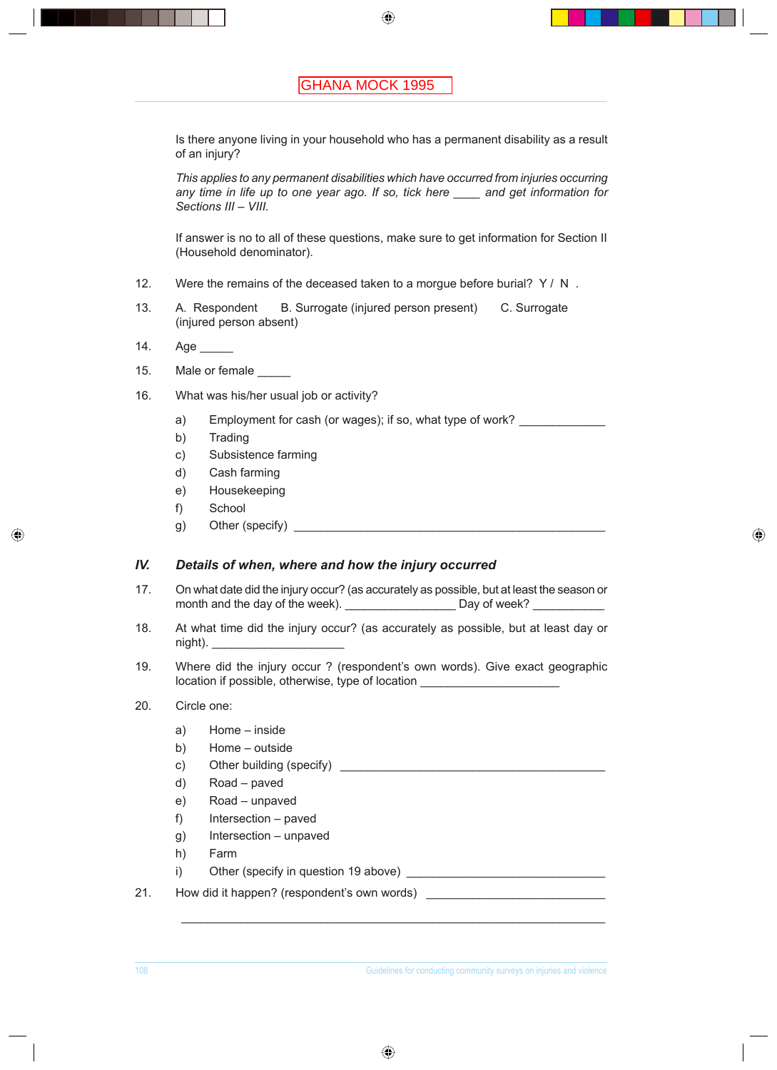GHANA MOCK 1995

Is there anyone living in your household who has a permanent disability as a result of an injury?

*This applies to any permanent disabilities which have occurred from injuries occurring any time in life up to one year ago. If so, tick here ____ and get information for Sections III – VIII.*

If answer is no to all of these questions, make sure to get information for Section II (Household denominator).

12. Were the remains of the deceased taken to a morgue before burial? Y / N .

13. A. Respondent B. Surrogate (injured person present) C. Surrogate (injured person absent)

14. Age _____

15. Male or female _____

16. What was his/her usual job or activity?

    a) Employment for cash (or wages); if so, what type of work? _____________
    b) Trading
    c) Subsistence farming
    d) Cash farming
    e) Housekeeping
    f) School
    g) Other (specify) _________________________________________________

## IV. *Details of when, where and how the injury occurred*

17. On what date did the injury occur? (as accurately as possible, but at least the season or month and the day of the week). _________________ Day of week? ___________

18. At what time did the injury occur? (as accurately as possible, but at least day or night). _____________________

19. Where did the injury occur ? (respondent's own words). Give exact geographic location if possible, otherwise, type of location _____________________

20. Circle one:

    a) Home – inside
    b) Home – outside
    c) Other building (specify) __________________________________________
    d) Road – paved
    e) Road – unpaved
    f) Intersection – paved
    g) Intersection – unpaved
    h) Farm
    i) Other (specify in question 19 above) ______________________________

21. How did it happen? (respondent's own words) ___________________________

    _____________________________________________________________________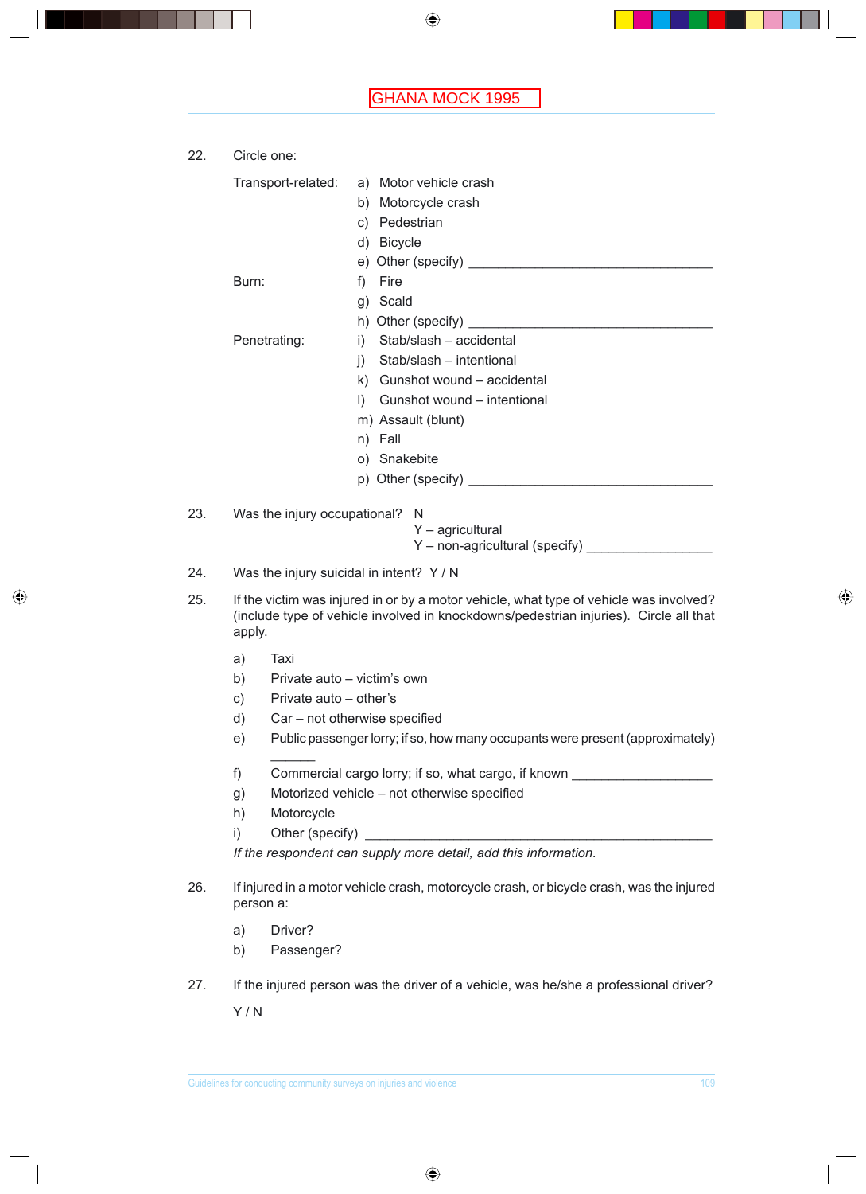GHANA MOCK 1995

22. Circle one:

Transport-related:
- a) Motor vehicle crash
- b) Motorcycle crash
- c) Pedestrian
- d) Bicycle
- e) Other (specify) ___________________________________

Burn:
- f) Fire
- g) Scald
- h) Other (specify) ___________________________________

Penetrating:
- i) Stab/slash – accidental
- j) Stab/slash – intentional
- k) Gunshot wound – accidental
- l) Gunshot wound – intentional
- m) Assault (blunt)
- n) Fall
- o) Snakebite
- p) Other (specify) ___________________________________

23. Was the injury occupational? N
    Y – agricultural
    Y – non-agricultural (specify) _________________

24. Was the injury suicidal in intent? Y / N

25. If the victim was injured in or by a motor vehicle, what type of vehicle was involved? (include type of vehicle involved in knockdowns/pedestrian injuries). Circle all that apply.

- a) Taxi
- b) Private auto – victim's own
- c) Private auto – other's
- d) Car – not otherwise specified
- e) Public passenger lorry; if so, how many occupants were present (approximately) ______
- f) Commercial cargo lorry; if so, what cargo, if known ____________________
- g) Motorized vehicle – not otherwise specified
- h) Motorcycle
- i) Other (specify) __________________________________________________

*If the respondent can supply more detail, add this information.*

26. If injured in a motor vehicle crash, motorcycle crash, or bicycle crash, was the injured person a:

- a) Driver?
- b) Passenger?

27. If the injured person was the driver of a vehicle, was he/she a professional driver?

    Y / N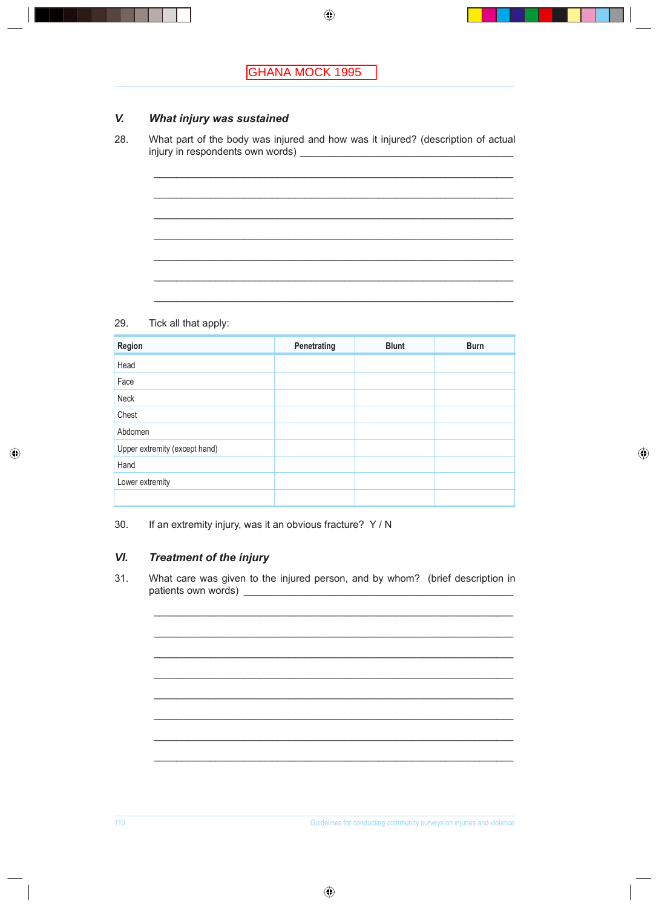GHANA MOCK 1995

## V. What injury was sustained

28. What part of the body was injured and how was it injured? (description of actual injury in respondents own words) ______________________________________

________________________________________________________________

________________________________________________________________

________________________________________________________________

________________________________________________________________

________________________________________________________________

________________________________________________________________

________________________________________________________________

29. Tick all that apply:

| Region | Penetrating | Blunt | Burn |
|---|---|---|---|
| Head | | | |
| Face | | | |
| Neck | | | |
| Chest | | | |
| Abdomen | | | |
| Upper extremity (except hand) | | | |
| Hand | | | |
| Lower extremity | | | |
| | | | |

30. If an extremity injury, was it an obvious fracture? Y / N

## VI. Treatment of the injury

31. What care was given to the injured person, and by whom? (brief description in patients own words) ______________________________________________

________________________________________________________________

________________________________________________________________

________________________________________________________________

________________________________________________________________

________________________________________________________________

________________________________________________________________

________________________________________________________________

________________________________________________________________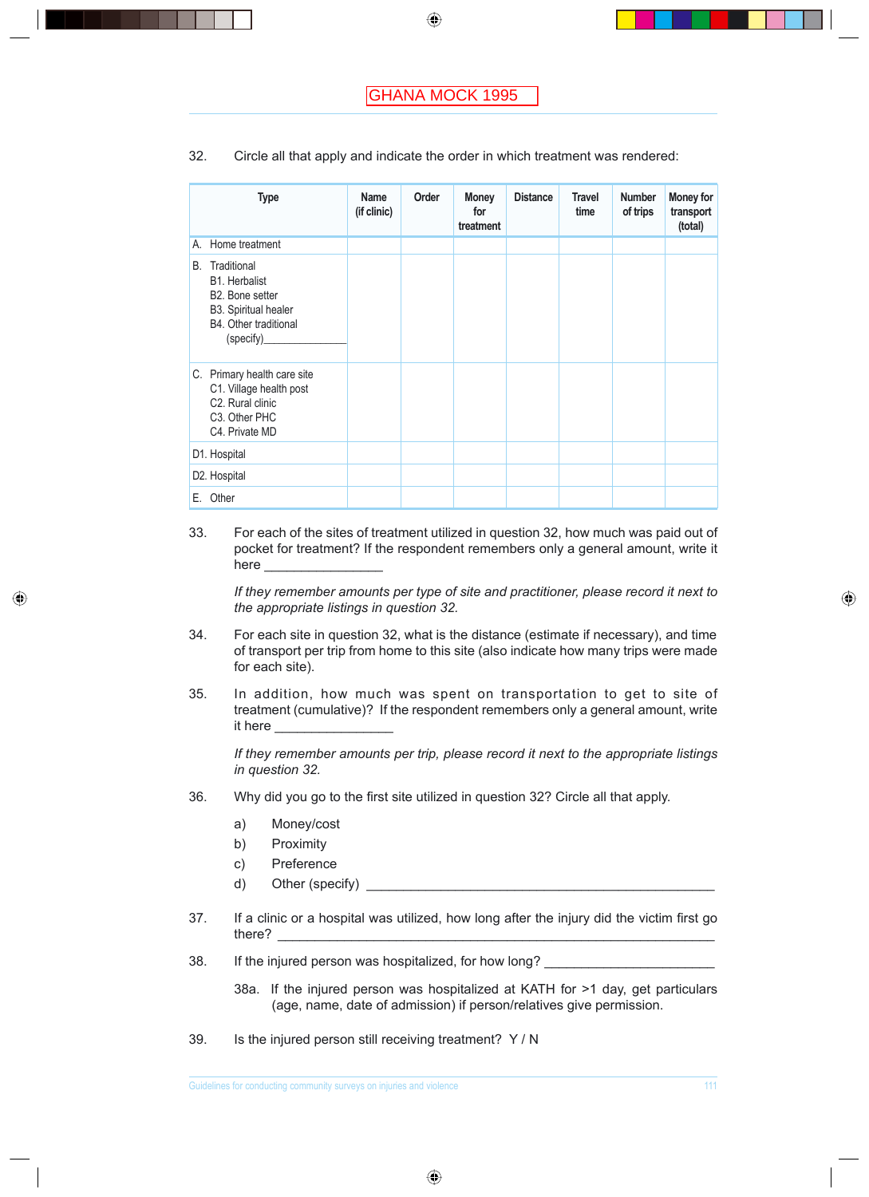GHANA MOCK 1995

32. Circle all that apply and indicate the order in which treatment was rendered:

| Type | Name (if clinic) | Order | Money for treatment | Distance | Travel time | Number of trips | Money for transport (total) |
|---|---|---|---|---|---|---|---|
| A. Home treatment | | | | | | | |
| B. Traditional<br>B1. Herbalist<br>B2. Bone setter<br>B3. Spiritual healer<br>B4. Other traditional (specify)_______________ | | | | | | | |
| C. Primary health care site<br>C1. Village health post<br>C2. Rural clinic<br>C3. Other PHC<br>C4. Private MD | | | | | | | |
| D1. Hospital | | | | | | | |
| D2. Hospital | | | | | | | |
| E. Other | | | | | | | |

33. For each of the sites of treatment utilized in question 32, how much was paid out of pocket for treatment? If the respondent remembers only a general amount, write it here ________________

    *If they remember amounts per type of site and practitioner, please record it next to the appropriate listings in question 32.*

34. For each site in question 32, what is the distance (estimate if necessary), and time of transport per trip from home to this site (also indicate how many trips were made for each site).

35. In addition, how much was spent on transportation to get to site of treatment (cumulative)? If the respondent remembers only a general amount, write it here ________________

    *If they remember amounts per trip, please record it next to the appropriate listings in question 32.*

36. Why did you go to the first site utilized in question 32? Circle all that apply.

    a) Money/cost
    b) Proximity
    c) Preference
    d) Other (specify) ________________________________________________

37. If a clinic or a hospital was utilized, how long after the injury did the victim first go there? ________________________________________________

38. If the injured person was hospitalized, for how long? ________________________

    38a. If the injured person was hospitalized at KATH for >1 day, get particulars (age, name, date of admission) if person/relatives give permission.

39. Is the injured person still receiving treatment? Y / N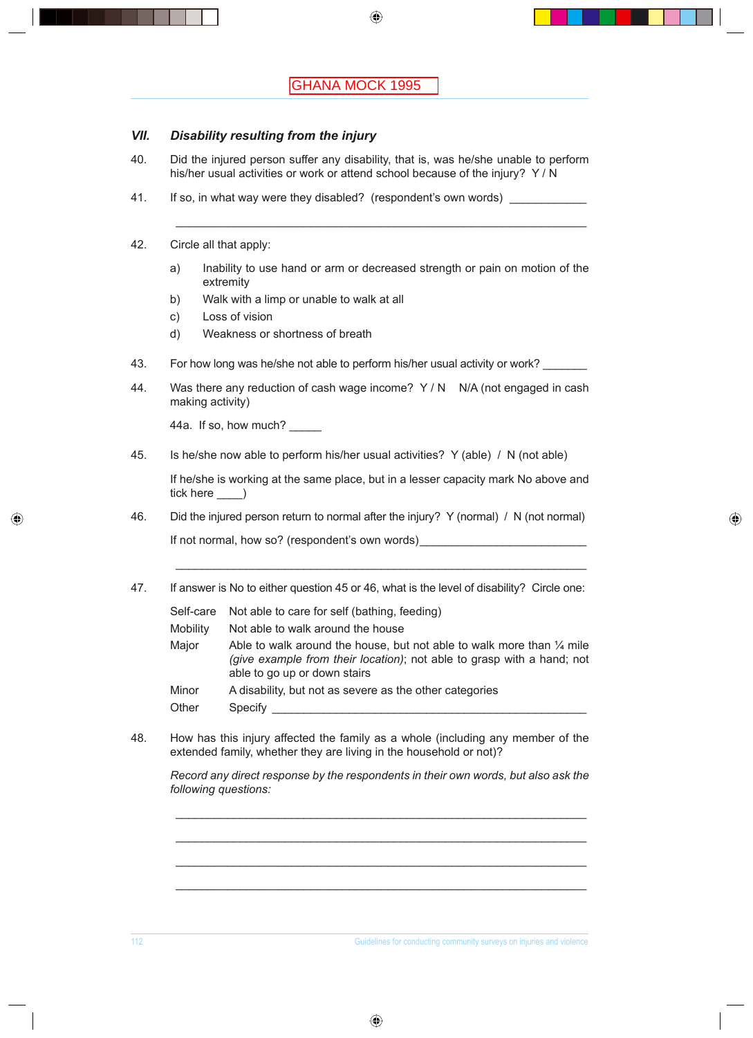GHANA MOCK 1995

## VII. *Disability resulting from the injury*

40. Did the injured person suffer any disability, that is, was he/she unable to perform his/her usual activities or work or attend school because of the injury? Y / N

41. If so, in what way were they disabled? (respondent's own words) ____________

    ____________________________________________________________________

42. Circle all that apply:

    a) Inability to use hand or arm or decreased strength or pain on motion of the extremity
    b) Walk with a limp or unable to walk at all
    c) Loss of vision
    d) Weakness or shortness of breath

43. For how long was he/she not able to perform his/her usual activity or work? _______

44. Was there any reduction of cash wage income? Y / N N/A (not engaged in cash making activity)

    44a. If so, how much? _____

45. Is he/she now able to perform his/her usual activities? Y (able) / N (not able)

    If he/she is working at the same place, but in a lesser capacity mark No above and tick here ____)

46. Did the injured person return to normal after the injury? Y (normal) / N (not normal)

    If not normal, how so? (respondent's own words)___________________________

    ____________________________________________________________________

47. If answer is No to either question 45 or 46, what is the level of disability? Circle one:

    Self-care Not able to care for self (bathing, feeding)
    Mobility Not able to walk around the house
    Major Able to walk around the house, but not able to walk more than ¼ mile *(give example from their location)*; not able to grasp with a hand; not able to go up or down stairs
    Minor A disability, but not as severe as the other categories
    Other Specify _______________________________________________

48. How has this injury affected the family as a whole (including any member of the extended family, whether they are living in the household or not)?

    *Record any direct response by the respondents in their own words, but also ask the following questions:*

    ____________________________________________________________________

    ____________________________________________________________________

    ____________________________________________________________________

    ____________________________________________________________________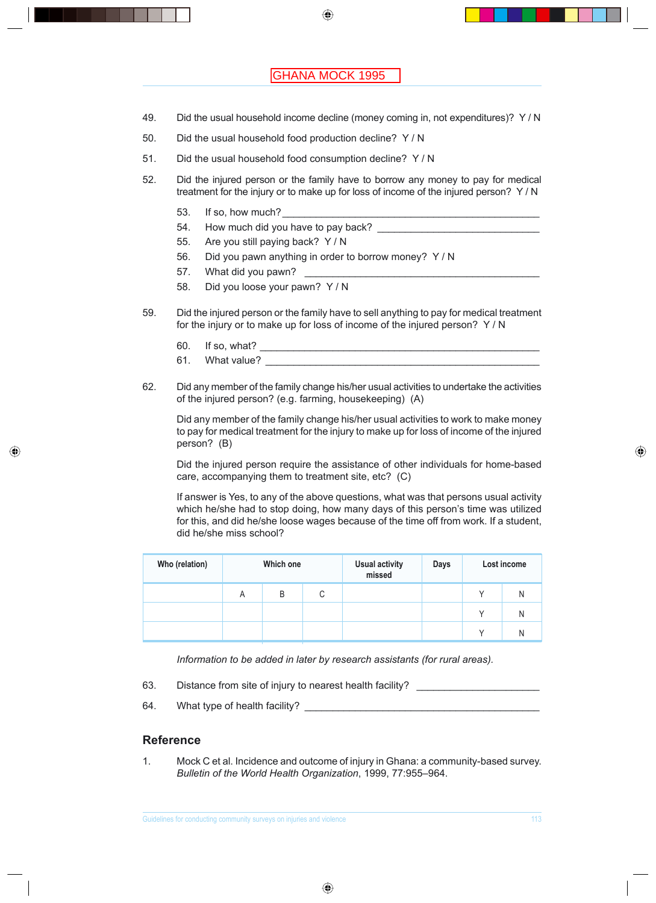GHANA MOCK 1995

49. Did the usual household income decline (money coming in, not expenditures)? Y / N

50. Did the usual household food production decline? Y / N

51. Did the usual household food consumption decline? Y / N

52. Did the injured person or the family have to borrow any money to pay for medical treatment for the injury or to make up for loss of income of the injured person? Y / N

   53. If so, how much? ______________________________________________
   54. How much did you have to pay back? ____________________________
   55. Are you still paying back? Y / N
   56. Did you pawn anything in order to borrow money? Y / N
   57. What did you pawn? ____________________________________________
   58. Did you loose your pawn? Y / N

59. Did the injured person or the family have to sell anything to pay for medical treatment for the injury or to make up for loss of income of the injured person? Y / N

   60. If so, what? ________________________________________________
   61. What value? ________________________________________________

62. Did any member of the family change his/her usual activities to undertake the activities of the injured person? (e.g. farming, housekeeping) (A)

   Did any member of the family change his/her usual activities to work to make money to pay for medical treatment for the injury to make up for loss of income of the injured person? (B)

   Did the injured person require the assistance of other individuals for home-based care, accompanying them to treatment site, etc? (C)

   If answer is Yes, to any of the above questions, what was that persons usual activity which he/she had to stop doing, how many days of this person's time was utilized for this, and did he/she loose wages because of the time off from work. If a student, did he/she miss school?

| Who (relation) | Which one | | | Usual activity missed | Days | Lost income | |
|---|---|---|---|---|---|---|---|
| | A | B | C | | | Y | N |
| | | | | | | Y | N |
| | | | | | | Y | N |

*Information to be added in later by research assistants (for rural areas).*

63. Distance from site of injury to nearest health facility? ______________________

64. What type of health facility? ____________________________________________

## Reference

1. Mock C et al. Incidence and outcome of injury in Ghana: a community-based survey. *Bulletin of the World Health Organization*, 1999, 77:955–964.